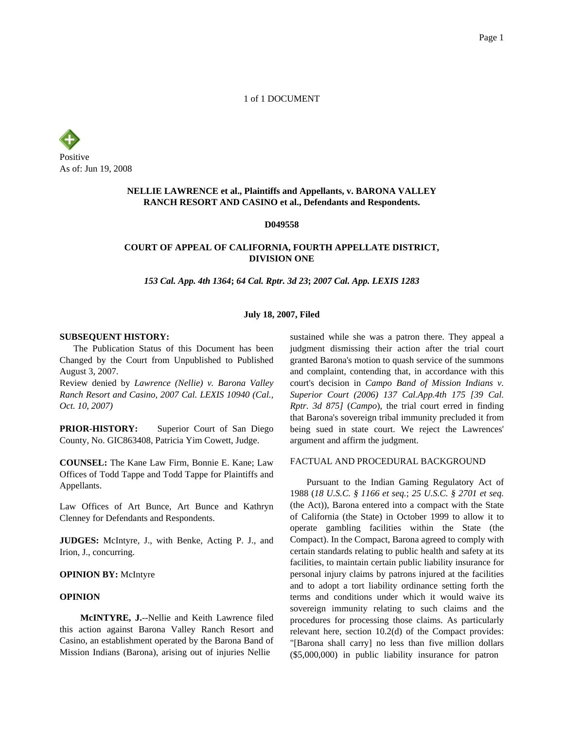1 of 1 DOCUMENT

Positive
As of: Jun 19, 2008

**NELLIE LAWRENCE et al., Plaintiffs and Appellants, v. BARONA VALLEY RANCH RESORT AND CASINO et al., Defendants and Respondents.**

**D049558**

**COURT OF APPEAL OF CALIFORNIA, FOURTH APPELLATE DISTRICT, DIVISION ONE**

***153 Cal. App. 4th 1364*; *64 Cal. Rptr. 3d 23*; *2007 Cal. App. LEXIS 1283***

**July 18, 2007, Filed**

**SUBSEQUENT HISTORY:**

The Publication Status of this Document has been Changed by the Court from Unpublished to Published August 3, 2007.
Review denied by *Lawrence (Nellie) v. Barona Valley Ranch Resort and Casino, 2007 Cal. LEXIS 10940 (Cal., Oct. 10, 2007)*

**PRIOR-HISTORY:** Superior Court of San Diego County, No. GIC863408, Patricia Yim Cowett, Judge.

**COUNSEL:** The Kane Law Firm, Bonnie E. Kane; Law Offices of Todd Tappe and Todd Tappe for Plaintiffs and Appellants.

Law Offices of Art Bunce, Art Bunce and Kathryn Clenney for Defendants and Respondents.

**JUDGES:** McIntyre, J., with Benke, Acting P. J., and Irion, J., concurring.

**OPINION BY:** McIntyre

**OPINION**

**McINTYRE, J.**--Nellie and Keith Lawrence filed this action against Barona Valley Ranch Resort and Casino, an establishment operated by the Barona Band of Mission Indians (Barona), arising out of injuries Nellie sustained while she was a patron there. They appeal a judgment dismissing their action after the trial court granted Barona's motion to quash service of the summons and complaint, contending that, in accordance with this court's decision in *Campo Band of Mission Indians v. Superior Court (2006) 137 Cal.App.4th 175 [39 Cal. Rptr. 3d 875]* (*Campo*), the trial court erred in finding that Barona's sovereign tribal immunity precluded it from being sued in state court. We reject the Lawrences' argument and affirm the judgment.

FACTUAL AND PROCEDURAL BACKGROUND

Pursuant to the Indian Gaming Regulatory Act of 1988 (*18 U.S.C. § 1166 et seq.*; *25 U.S.C. § 2701 et seq.* (the Act)), Barona entered into a compact with the State of California (the State) in October 1999 to allow it to operate gambling facilities within the State (the Compact). In the Compact, Barona agreed to comply with certain standards relating to public health and safety at its facilities, to maintain certain public liability insurance for personal injury claims by patrons injured at the facilities and to adopt a tort liability ordinance setting forth the terms and conditions under which it would waive its sovereign immunity relating to such claims and the procedures for processing those claims. As particularly relevant here, section 10.2(d) of the Compact provides: "[Barona shall carry] no less than five million dollars ($5,000,000) in public liability insurance for patron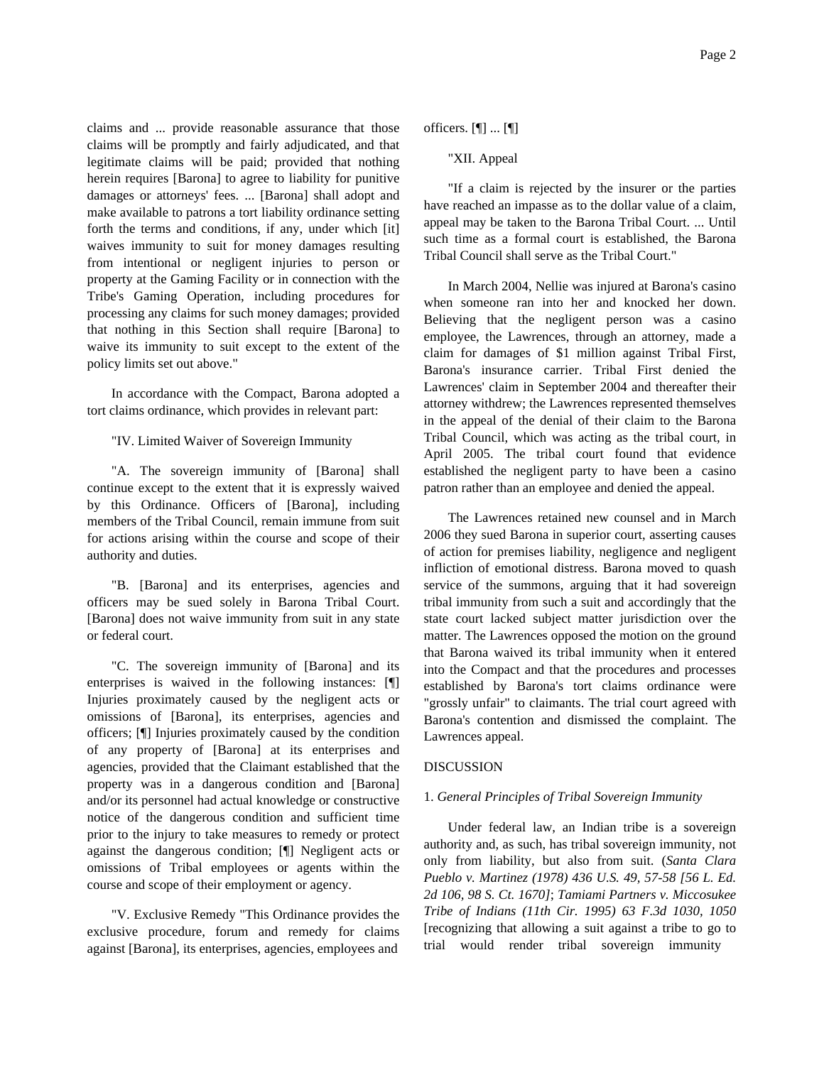claims and ... provide reasonable assurance that those claims will be promptly and fairly adjudicated, and that legitimate claims will be paid; provided that nothing herein requires [Barona] to agree to liability for punitive damages or attorneys' fees. ... [Barona] shall adopt and make available to patrons a tort liability ordinance setting forth the terms and conditions, if any, under which [it] waives immunity to suit for money damages resulting from intentional or negligent injuries to person or property at the Gaming Facility or in connection with the Tribe's Gaming Operation, including procedures for processing any claims for such money damages; provided that nothing in this Section shall require [Barona] to waive its immunity to suit except to the extent of the policy limits set out above."

In accordance with the Compact, Barona adopted a tort claims ordinance, which provides in relevant part:

"IV. Limited Waiver of Sovereign Immunity

"A. The sovereign immunity of [Barona] shall continue except to the extent that it is expressly waived by this Ordinance. Officers of [Barona], including members of the Tribal Council, remain immune from suit for actions arising within the course and scope of their authority and duties.

"B. [Barona] and its enterprises, agencies and officers may be sued solely in Barona Tribal Court. [Barona] does not waive immunity from suit in any state or federal court.

"C. The sovereign immunity of [Barona] and its enterprises is waived in the following instances: [¶] Injuries proximately caused by the negligent acts or omissions of [Barona], its enterprises, agencies and officers; [¶] Injuries proximately caused by the condition of any property of [Barona] at its enterprises and agencies, provided that the Claimant established that the property was in a dangerous condition and [Barona] and/or its personnel had actual knowledge or constructive notice of the dangerous condition and sufficient time prior to the injury to take measures to remedy or protect against the dangerous condition; [¶] Negligent acts or omissions of Tribal employees or agents within the course and scope of their employment or agency.

"V. Exclusive Remedy "This Ordinance provides the exclusive procedure, forum and remedy for claims against [Barona], its enterprises, agencies, employees and officers. [¶] ... [¶]

"XII. Appeal

"If a claim is rejected by the insurer or the parties have reached an impasse as to the dollar value of a claim, appeal may be taken to the Barona Tribal Court. ... Until such time as a formal court is established, the Barona Tribal Council shall serve as the Tribal Court."

In March 2004, Nellie was injured at Barona's casino when someone ran into her and knocked her down. Believing that the negligent person was a casino employee, the Lawrences, through an attorney, made a claim for damages of $1 million against Tribal First, Barona's insurance carrier. Tribal First denied the Lawrences' claim in September 2004 and thereafter their attorney withdrew; the Lawrences represented themselves in the appeal of the denial of their claim to the Barona Tribal Council, which was acting as the tribal court, in April 2005. The tribal court found that evidence established the negligent party to have been a casino patron rather than an employee and denied the appeal.

The Lawrences retained new counsel and in March 2006 they sued Barona in superior court, asserting causes of action for premises liability, negligence and negligent infliction of emotional distress. Barona moved to quash service of the summons, arguing that it had sovereign tribal immunity from such a suit and accordingly that the state court lacked subject matter jurisdiction over the matter. The Lawrences opposed the motion on the ground that Barona waived its tribal immunity when it entered into the Compact and that the procedures and processes established by Barona's tort claims ordinance were "grossly unfair" to claimants. The trial court agreed with Barona's contention and dismissed the complaint. The Lawrences appeal.

DISCUSSION

1. *General Principles of Tribal Sovereign Immunity*

Under federal law, an Indian tribe is a sovereign authority and, as such, has tribal sovereign immunity, not only from liability, but also from suit. (*Santa Clara Pueblo v. Martinez (1978) 436 U.S. 49, 57-58 [56 L. Ed. 2d 106, 98 S. Ct. 1670]*; *Tamiami Partners v. Miccosukee Tribe of Indians (11th Cir. 1995) 63 F.3d 1030, 1050* [recognizing that allowing a suit against a tribe to go to trial would render tribal sovereign immunity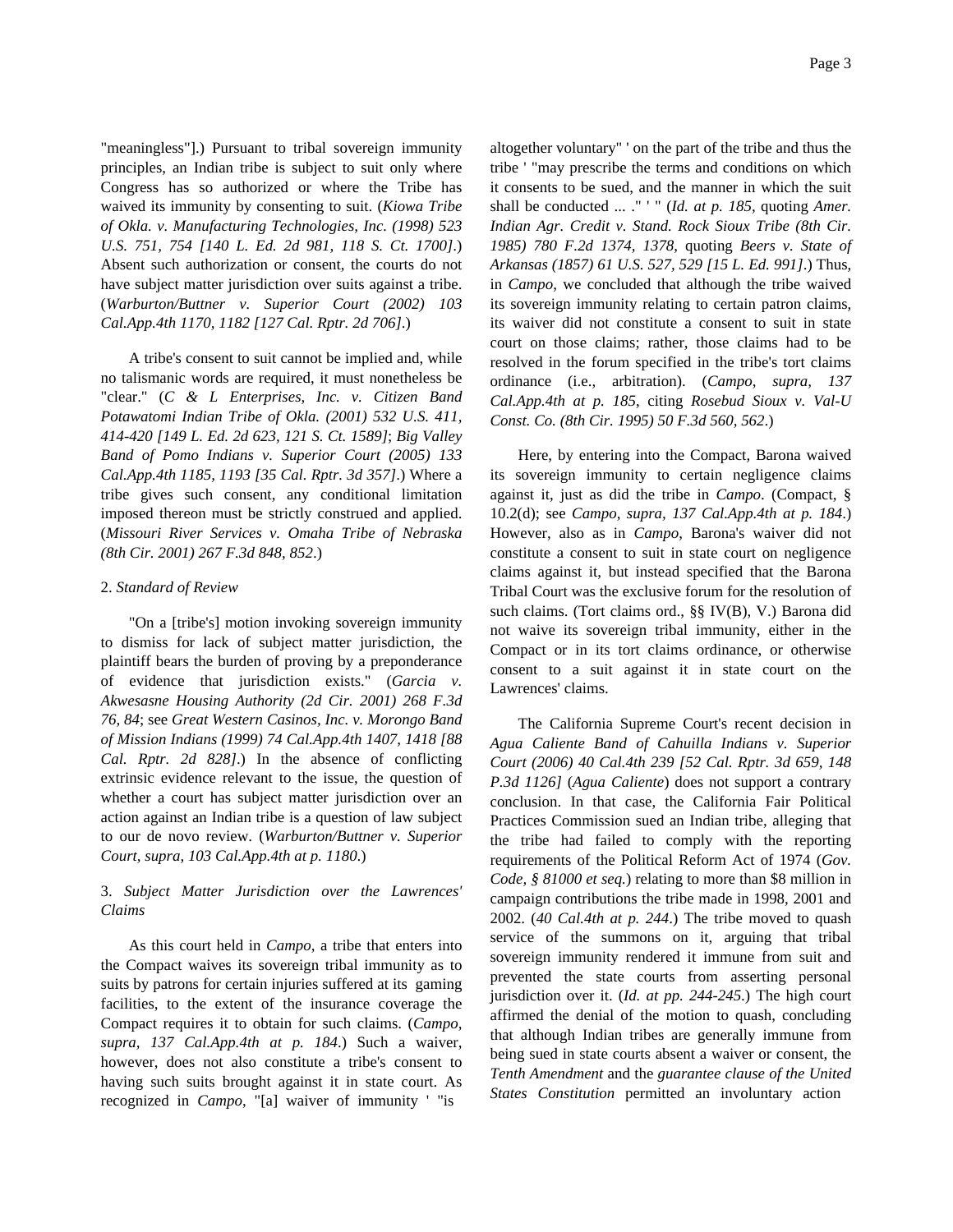"meaningless"].) Pursuant to tribal sovereign immunity principles, an Indian tribe is subject to suit only where Congress has so authorized or where the Tribe has waived its immunity by consenting to suit. (*Kiowa Tribe of Okla. v. Manufacturing Technologies, Inc. (1998) 523 U.S. 751, 754 [140 L. Ed. 2d 981, 118 S. Ct. 1700]*.) Absent such authorization or consent, the courts do not have subject matter jurisdiction over suits against a tribe. (*Warburton/Buttner v. Superior Court (2002) 103 Cal.App.4th 1170, 1182 [127 Cal. Rptr. 2d 706]*.)

A tribe's consent to suit cannot be implied and, while no talismanic words are required, it must nonetheless be "clear." (*C & L Enterprises, Inc. v. Citizen Band Potawatomi Indian Tribe of Okla. (2001) 532 U.S. 411, 414-420 [149 L. Ed. 2d 623, 121 S. Ct. 1589]*; *Big Valley Band of Pomo Indians v. Superior Court (2005) 133 Cal.App.4th 1185, 1193 [35 Cal. Rptr. 3d 357]*.) Where a tribe gives such consent, any conditional limitation imposed thereon must be strictly construed and applied. (*Missouri River Services v. Omaha Tribe of Nebraska (8th Cir. 2001) 267 F.3d 848, 852*.)

2. *Standard of Review*

"On a [tribe's] motion invoking sovereign immunity to dismiss for lack of subject matter jurisdiction, the plaintiff bears the burden of proving by a preponderance of evidence that jurisdiction exists." (*Garcia v. Akwesasne Housing Authority (2d Cir. 2001) 268 F.3d 76, 84*; see *Great Western Casinos, Inc. v. Morongo Band of Mission Indians (1999) 74 Cal.App.4th 1407, 1418 [88 Cal. Rptr. 2d 828]*.) In the absence of conflicting extrinsic evidence relevant to the issue, the question of whether a court has subject matter jurisdiction over an action against an Indian tribe is a question of law subject to our de novo review. (*Warburton/Buttner v. Superior Court, supra, 103 Cal.App.4th at p. 1180*.)

3. *Subject Matter Jurisdiction over the Lawrences' Claims*

As this court held in *Campo*, a tribe that enters into the Compact waives its sovereign tribal immunity as to suits by patrons for certain injuries suffered at its gaming facilities, to the extent of the insurance coverage the Compact requires it to obtain for such claims. (*Campo, supra, 137 Cal.App.4th at p. 184*.) Such a waiver, however, does not also constitute a tribe's consent to having such suits brought against it in state court. As recognized in *Campo*, "[a] waiver of immunity ' "is altogether voluntary" ' on the part of the tribe and thus the tribe ' "may prescribe the terms and conditions on which it consents to be sued, and the manner in which the suit shall be conducted ... ." ' " (*Id. at p. 185*, quoting *Amer. Indian Agr. Credit v. Stand. Rock Sioux Tribe (8th Cir. 1985) 780 F.2d 1374, 1378*, quoting *Beers v. State of Arkansas (1857) 61 U.S. 527, 529 [15 L. Ed. 991]*.) Thus, in *Campo*, we concluded that although the tribe waived its sovereign immunity relating to certain patron claims, its waiver did not constitute a consent to suit in state court on those claims; rather, those claims had to be resolved in the forum specified in the tribe's tort claims ordinance (i.e., arbitration). (*Campo, supra, 137 Cal.App.4th at p. 185*, citing *Rosebud Sioux v. Val-U Const. Co. (8th Cir. 1995) 50 F.3d 560, 562*.)

Here, by entering into the Compact, Barona waived its sovereign immunity to certain negligence claims against it, just as did the tribe in *Campo*. (Compact, § 10.2(d); see *Campo, supra, 137 Cal.App.4th at p. 184*.) However, also as in *Campo*, Barona's waiver did not constitute a consent to suit in state court on negligence claims against it, but instead specified that the Barona Tribal Court was the exclusive forum for the resolution of such claims. (Tort claims ord., §§ IV(B), V.) Barona did not waive its sovereign tribal immunity, either in the Compact or in its tort claims ordinance, or otherwise consent to a suit against it in state court on the Lawrences' claims.

The California Supreme Court's recent decision in *Agua Caliente Band of Cahuilla Indians v. Superior Court (2006) 40 Cal.4th 239 [52 Cal. Rptr. 3d 659, 148 P.3d 1126]* (*Agua Caliente*) does not support a contrary conclusion. In that case, the California Fair Political Practices Commission sued an Indian tribe, alleging that the tribe had failed to comply with the reporting requirements of the Political Reform Act of 1974 (*Gov. Code, § 81000 et seq.*) relating to more than $8 million in campaign contributions the tribe made in 1998, 2001 and 2002. (*40 Cal.4th at p. 244*.) The tribe moved to quash service of the summons on it, arguing that tribal sovereign immunity rendered it immune from suit and prevented the state courts from asserting personal jurisdiction over it. (*Id. at pp. 244-245*.) The high court affirmed the denial of the motion to quash, concluding that although Indian tribes are generally immune from being sued in state courts absent a waiver or consent, the *Tenth Amendment* and the *guarantee clause of the United States Constitution* permitted an involuntary action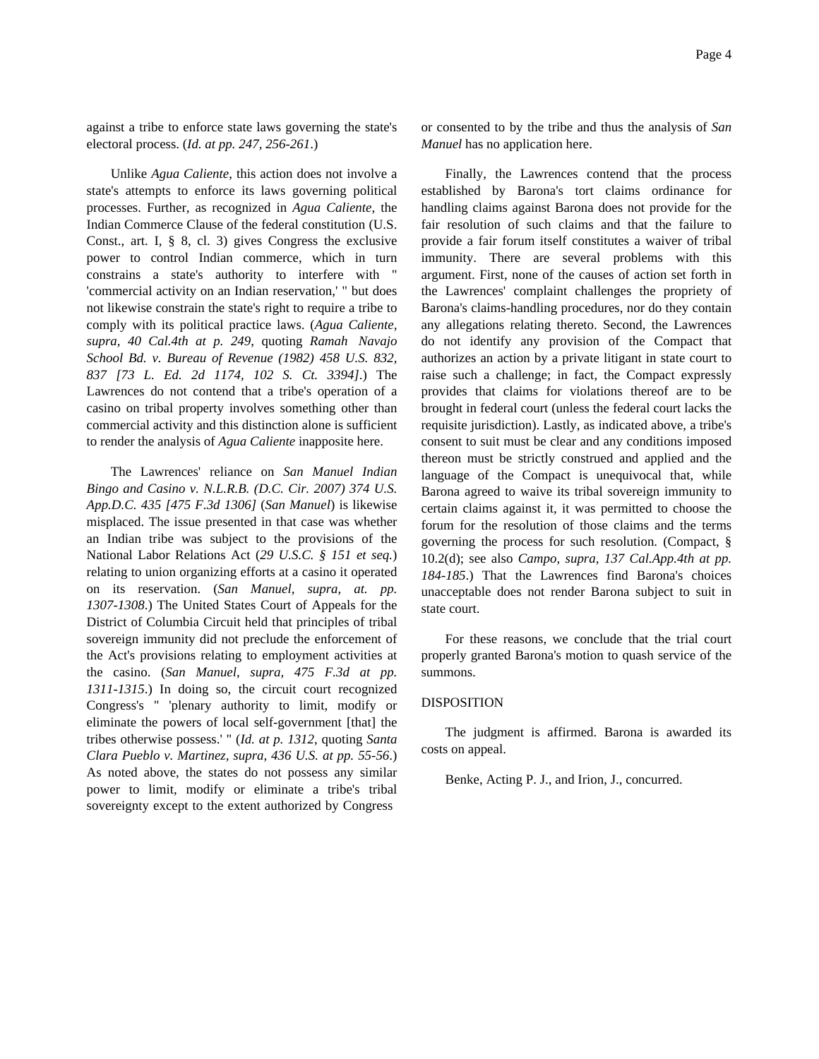against a tribe to enforce state laws governing the state's electoral process. (*Id. at pp. 247, 256-261*.)

Unlike *Agua Caliente*, this action does not involve a state's attempts to enforce its laws governing political processes. Further, as recognized in *Agua Caliente*, the Indian Commerce Clause of the federal constitution (U.S. Const., art. I, § 8, cl. 3) gives Congress the exclusive power to control Indian commerce, which in turn constrains a state's authority to interfere with " 'commercial activity on an Indian reservation,' " but does not likewise constrain the state's right to require a tribe to comply with its political practice laws. (*Agua Caliente, supra, 40 Cal.4th at p. 249*, quoting *Ramah Navajo School Bd. v. Bureau of Revenue (1982) 458 U.S. 832, 837 [73 L. Ed. 2d 1174, 102 S. Ct. 3394]*.) The Lawrences do not contend that a tribe's operation of a casino on tribal property involves something other than commercial activity and this distinction alone is sufficient to render the analysis of *Agua Caliente* inapposite here.

The Lawrences' reliance on *San Manuel Indian Bingo and Casino v. N.L.R.B. (D.C. Cir. 2007) 374 U.S. App.D.C. 435 [475 F.3d 1306]* (*San Manuel*) is likewise misplaced. The issue presented in that case was whether an Indian tribe was subject to the provisions of the National Labor Relations Act (*29 U.S.C. § 151 et seq.*) relating to union organizing efforts at a casino it operated on its reservation. (*San Manuel, supra, at. pp. 1307-1308*.) The United States Court of Appeals for the District of Columbia Circuit held that principles of tribal sovereign immunity did not preclude the enforcement of the Act's provisions relating to employment activities at the casino. (*San Manuel, supra, 475 F.3d at pp. 1311-1315*.) In doing so, the circuit court recognized Congress's " 'plenary authority to limit, modify or eliminate the powers of local self-government [that] the tribes otherwise possess.' " (*Id. at p. 1312*, quoting *Santa Clara Pueblo v. Martinez, supra, 436 U.S. at pp. 55-56*.) As noted above, the states do not possess any similar power to limit, modify or eliminate a tribe's tribal sovereignty except to the extent authorized by Congress or consented to by the tribe and thus the analysis of *San Manuel* has no application here.

Finally, the Lawrences contend that the process established by Barona's tort claims ordinance for handling claims against Barona does not provide for the fair resolution of such claims and that the failure to provide a fair forum itself constitutes a waiver of tribal immunity. There are several problems with this argument. First, none of the causes of action set forth in the Lawrences' complaint challenges the propriety of Barona's claims-handling procedures, nor do they contain any allegations relating thereto. Second, the Lawrences do not identify any provision of the Compact that authorizes an action by a private litigant in state court to raise such a challenge; in fact, the Compact expressly provides that claims for violations thereof are to be brought in federal court (unless the federal court lacks the requisite jurisdiction). Lastly, as indicated above, a tribe's consent to suit must be clear and any conditions imposed thereon must be strictly construed and applied and the language of the Compact is unequivocal that, while Barona agreed to waive its tribal sovereign immunity to certain claims against it, it was permitted to choose the forum for the resolution of those claims and the terms governing the process for such resolution. (Compact, § 10.2(d); see also *Campo, supra, 137 Cal.App.4th at pp. 184-185*.) That the Lawrences find Barona's choices unacceptable does not render Barona subject to suit in state court.

For these reasons, we conclude that the trial court properly granted Barona's motion to quash service of the summons.

DISPOSITION

The judgment is affirmed. Barona is awarded its costs on appeal.

Benke, Acting P. J., and Irion, J., concurred.